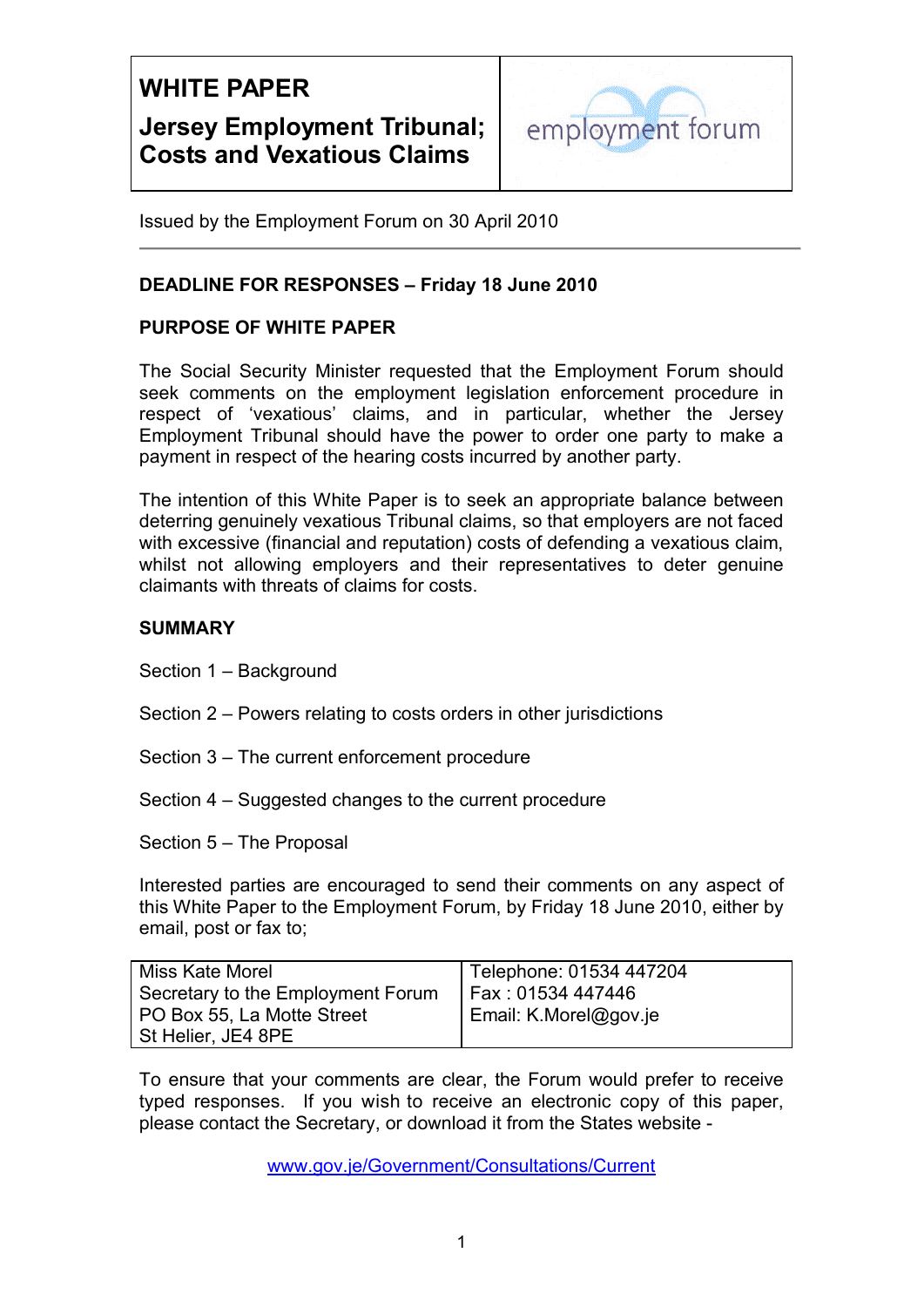# WHITE PAPER

## Jersey Employment Tribunal; Costs and Vexatious Claims

employment forum

Issued by the Employment Forum on 30 April 2010

---

**DEADLINE FOR RESPONSES – Friday 18 June 2010**

**PURPOSE OF WHITE PAPER**

The Social Security Minister requested that the Employment Forum should seek comments on the employment legislation enforcement procedure in respect of 'vexatious' claims, and in particular, whether the Jersey Employment Tribunal should have the power to order one party to make a payment in respect of the hearing costs incurred by another party.

The intention of this White Paper is to seek an appropriate balance between deterring genuinely vexatious Tribunal claims, so that employers are not faced with excessive (financial and reputation) costs of defending a vexatious claim, whilst not allowing employers and their representatives to deter genuine claimants with threats of claims for costs.

**SUMMARY**

Section 1 – Background

Section 2 – Powers relating to costs orders in other jurisdictions

Section 3 – The current enforcement procedure

Section 4 – Suggested changes to the current procedure

Section 5 – The Proposal

Interested parties are encouraged to send their comments on any aspect of this White Paper to the Employment Forum, by Friday 18 June 2010, either by email, post or fax to;

| | |
|---|---|
| Miss Kate Morel<br>Secretary to the Employment Forum<br>PO Box 55, La Motte Street<br>St Helier, JE4 8PE | Telephone: 01534 447204<br>Fax : 01534 447446<br>Email: K.Morel@gov.je |

To ensure that your comments are clear, the Forum would prefer to receive typed responses. If you wish to receive an electronic copy of this paper, please contact the Secretary, or download it from the States website -

www.gov.je/Government/Consultations/Current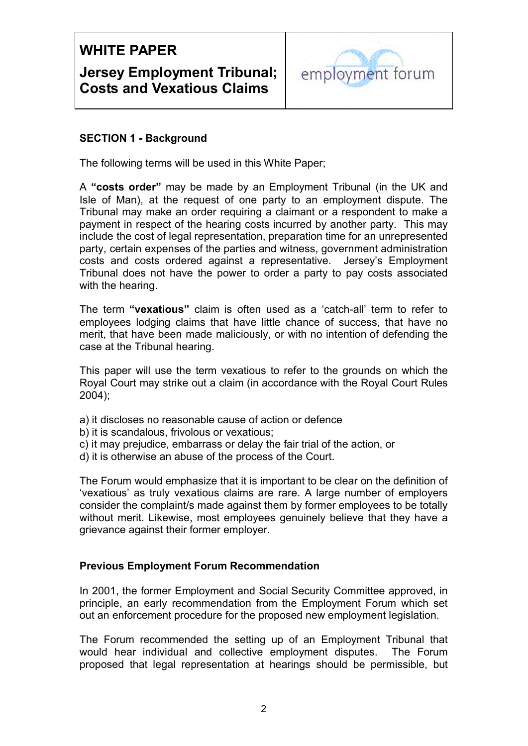# WHITE PAPER

## Jersey Employment Tribunal; Costs and Vexatious Claims

employment forum

### SECTION 1 - Background

The following terms will be used in this White Paper;

A **"costs order"** may be made by an Employment Tribunal (in the UK and Isle of Man), at the request of one party to an employment dispute. The Tribunal may make an order requiring a claimant or a respondent to make a payment in respect of the hearing costs incurred by another party. This may include the cost of legal representation, preparation time for an unrepresented party, certain expenses of the parties and witness, government administration costs and costs ordered against a representative. Jersey's Employment Tribunal does not have the power to order a party to pay costs associated with the hearing.

The term **"vexatious"** claim is often used as a 'catch-all' term to refer to employees lodging claims that have little chance of success, that have no merit, that have been made maliciously, or with no intention of defending the case at the Tribunal hearing.

This paper will use the term vexatious to refer to the grounds on which the Royal Court may strike out a claim (in accordance with the Royal Court Rules 2004);

a) it discloses no reasonable cause of action or defence
b) it is scandalous, frivolous or vexatious;
c) it may prejudice, embarrass or delay the fair trial of the action, or
d) it is otherwise an abuse of the process of the Court.

The Forum would emphasize that it is important to be clear on the definition of 'vexatious' as truly vexatious claims are rare. A large number of employers consider the complaint/s made against them by former employees to be totally without merit. Likewise, most employees genuinely believe that they have a grievance against their former employer.

### Previous Employment Forum Recommendation

In 2001, the former Employment and Social Security Committee approved, in principle, an early recommendation from the Employment Forum which set out an enforcement procedure for the proposed new employment legislation.

The Forum recommended the setting up of an Employment Tribunal that would hear individual and collective employment disputes. The Forum proposed that legal representation at hearings should be permissible, but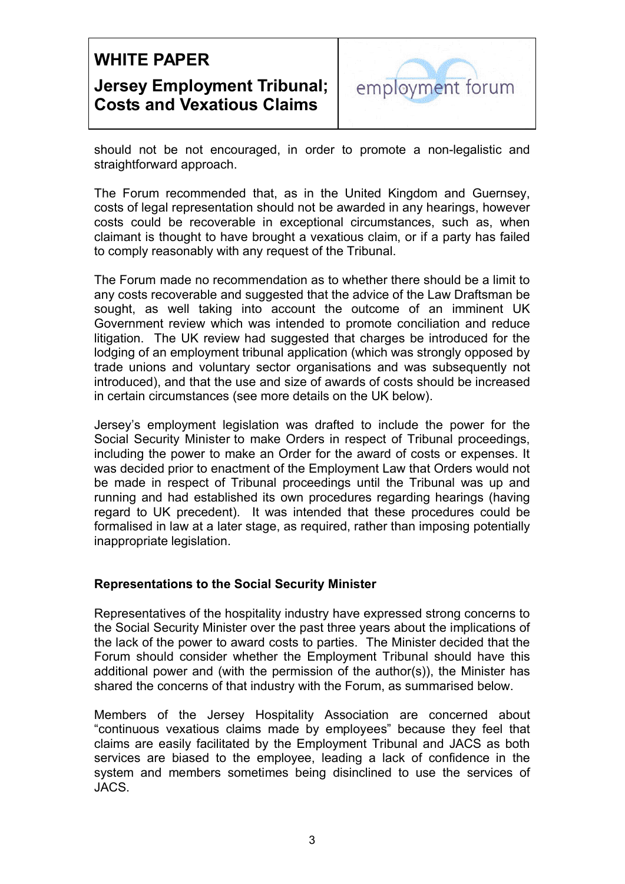should not be not encouraged, in order to promote a non-legalistic and straightforward approach.

The Forum recommended that, as in the United Kingdom and Guernsey, costs of legal representation should not be awarded in any hearings, however costs could be recoverable in exceptional circumstances, such as, when claimant is thought to have brought a vexatious claim, or if a party has failed to comply reasonably with any request of the Tribunal.

The Forum made no recommendation as to whether there should be a limit to any costs recoverable and suggested that the advice of the Law Draftsman be sought, as well taking into account the outcome of an imminent UK Government review which was intended to promote conciliation and reduce litigation. The UK review had suggested that charges be introduced for the lodging of an employment tribunal application (which was strongly opposed by trade unions and voluntary sector organisations and was subsequently not introduced), and that the use and size of awards of costs should be increased in certain circumstances (see more details on the UK below).

Jersey's employment legislation was drafted to include the power for the Social Security Minister to make Orders in respect of Tribunal proceedings, including the power to make an Order for the award of costs or expenses. It was decided prior to enactment of the Employment Law that Orders would not be made in respect of Tribunal proceedings until the Tribunal was up and running and had established its own procedures regarding hearings (having regard to UK precedent). It was intended that these procedures could be formalised in law at a later stage, as required, rather than imposing potentially inappropriate legislation.

**Representations to the Social Security Minister**

Representatives of the hospitality industry have expressed strong concerns to the Social Security Minister over the past three years about the implications of the lack of the power to award costs to parties. The Minister decided that the Forum should consider whether the Employment Tribunal should have this additional power and (with the permission of the author(s)), the Minister has shared the concerns of that industry with the Forum, as summarised below.

Members of the Jersey Hospitality Association are concerned about "continuous vexatious claims made by employees" because they feel that claims are easily facilitated by the Employment Tribunal and JACS as both services are biased to the employee, leading a lack of confidence in the system and members sometimes being disinclined to use the services of JACS.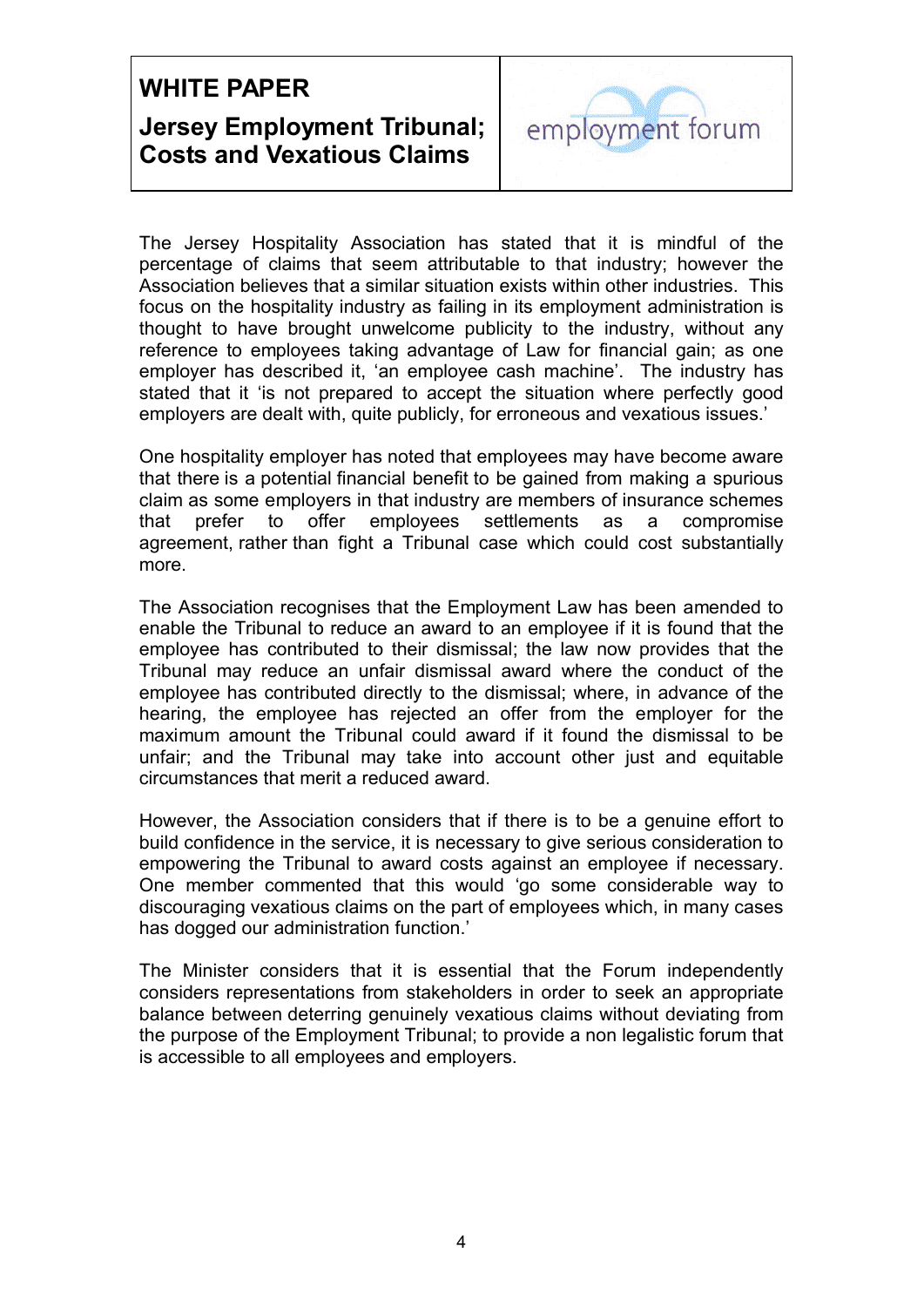The Jersey Hospitality Association has stated that it is mindful of the percentage of claims that seem attributable to that industry; however the Association believes that a similar situation exists within other industries. This focus on the hospitality industry as failing in its employment administration is thought to have brought unwelcome publicity to the industry, without any reference to employees taking advantage of Law for financial gain; as one employer has described it, 'an employee cash machine'. The industry has stated that it 'is not prepared to accept the situation where perfectly good employers are dealt with, quite publicly, for erroneous and vexatious issues.'

One hospitality employer has noted that employees may have become aware that there is a potential financial benefit to be gained from making a spurious claim as some employers in that industry are members of insurance schemes that prefer to offer employees settlements as a compromise agreement, rather than fight a Tribunal case which could cost substantially more.

The Association recognises that the Employment Law has been amended to enable the Tribunal to reduce an award to an employee if it is found that the employee has contributed to their dismissal; the law now provides that the Tribunal may reduce an unfair dismissal award where the conduct of the employee has contributed directly to the dismissal; where, in advance of the hearing, the employee has rejected an offer from the employer for the maximum amount the Tribunal could award if it found the dismissal to be unfair; and the Tribunal may take into account other just and equitable circumstances that merit a reduced award.

However, the Association considers that if there is to be a genuine effort to build confidence in the service, it is necessary to give serious consideration to empowering the Tribunal to award costs against an employee if necessary. One member commented that this would 'go some considerable way to discouraging vexatious claims on the part of employees which, in many cases has dogged our administration function.'

The Minister considers that it is essential that the Forum independently considers representations from stakeholders in order to seek an appropriate balance between deterring genuinely vexatious claims without deviating from the purpose of the Employment Tribunal; to provide a non legalistic forum that is accessible to all employees and employers.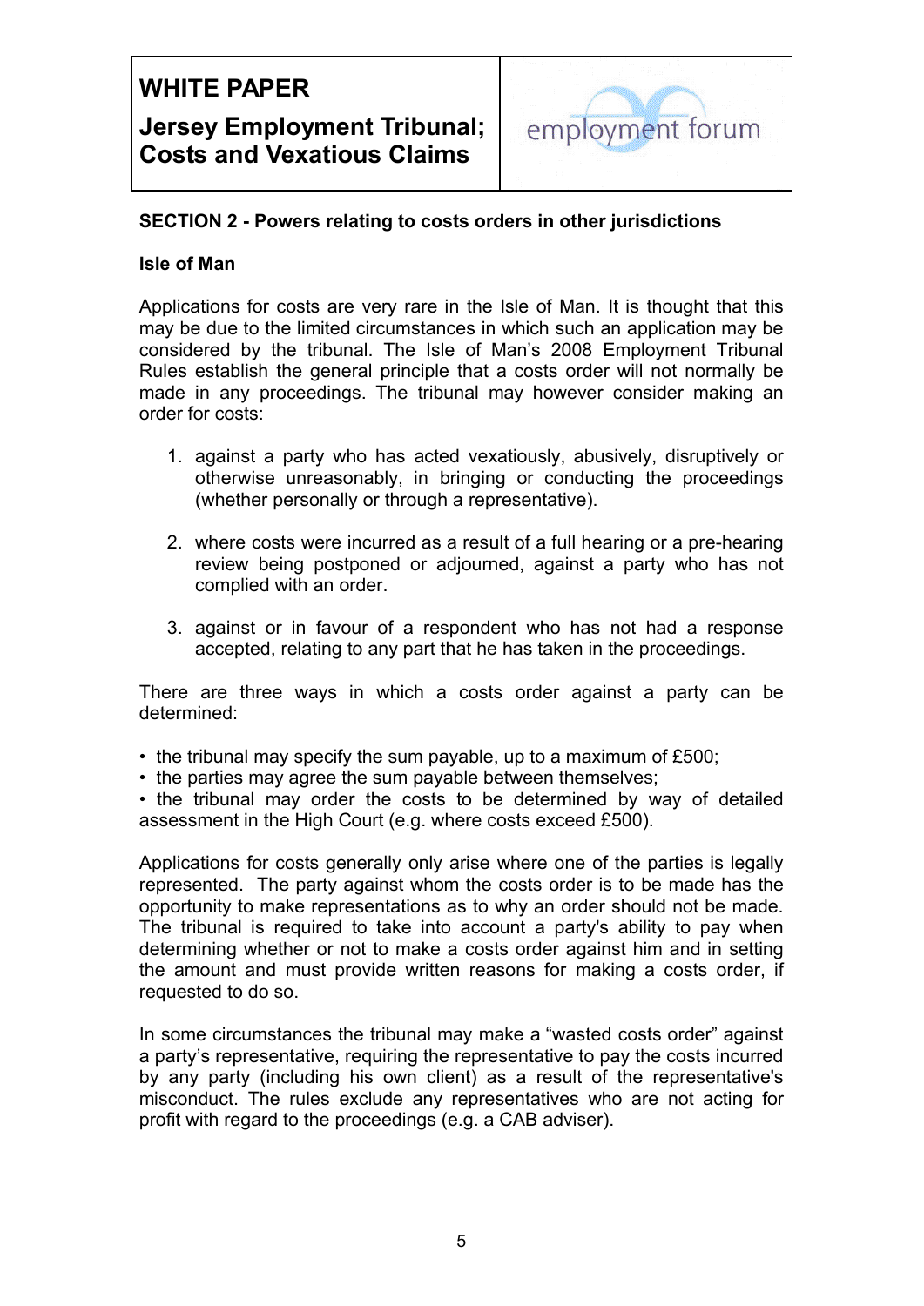**WHITE PAPER**

**Jersey Employment Tribunal; Costs and Vexatious Claims**

employment forum

## SECTION 2 - Powers relating to costs orders in other jurisdictions

### Isle of Man

Applications for costs are very rare in the Isle of Man. It is thought that this may be due to the limited circumstances in which such an application may be considered by the tribunal. The Isle of Man's 2008 Employment Tribunal Rules establish the general principle that a costs order will not normally be made in any proceedings. The tribunal may however consider making an order for costs:

1. against a party who has acted vexatiously, abusively, disruptively or otherwise unreasonably, in bringing or conducting the proceedings (whether personally or through a representative).

2. where costs were incurred as a result of a full hearing or a pre-hearing review being postponed or adjourned, against a party who has not complied with an order.

3. against or in favour of a respondent who has not had a response accepted, relating to any part that he has taken in the proceedings.

There are three ways in which a costs order against a party can be determined:

- the tribunal may specify the sum payable, up to a maximum of £500;
- the parties may agree the sum payable between themselves;
- the tribunal may order the costs to be determined by way of detailed assessment in the High Court (e.g. where costs exceed £500).

Applications for costs generally only arise where one of the parties is legally represented. The party against whom the costs order is to be made has the opportunity to make representations as to why an order should not be made. The tribunal is required to take into account a party's ability to pay when determining whether or not to make a costs order against him and in setting the amount and must provide written reasons for making a costs order, if requested to do so.

In some circumstances the tribunal may make a "wasted costs order" against a party's representative, requiring the representative to pay the costs incurred by any party (including his own client) as a result of the representative's misconduct. The rules exclude any representatives who are not acting for profit with regard to the proceedings (e.g. a CAB adviser).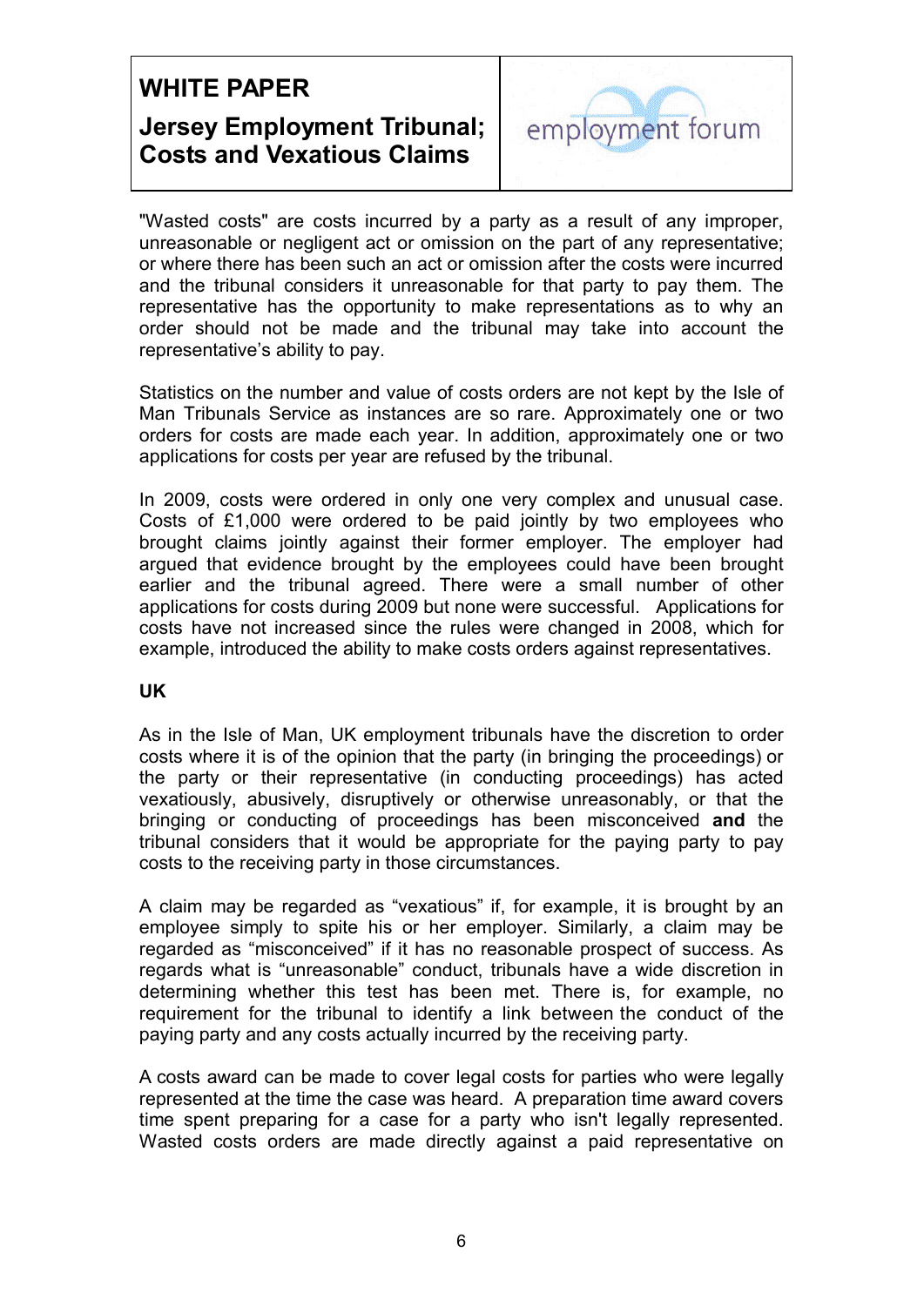"Wasted costs" are costs incurred by a party as a result of any improper, unreasonable or negligent act or omission on the part of any representative; or where there has been such an act or omission after the costs were incurred and the tribunal considers it unreasonable for that party to pay them. The representative has the opportunity to make representations as to why an order should not be made and the tribunal may take into account the representative's ability to pay.

Statistics on the number and value of costs orders are not kept by the Isle of Man Tribunals Service as instances are so rare. Approximately one or two orders for costs are made each year. In addition, approximately one or two applications for costs per year are refused by the tribunal.

In 2009, costs were ordered in only one very complex and unusual case. Costs of £1,000 were ordered to be paid jointly by two employees who brought claims jointly against their former employer. The employer had argued that evidence brought by the employees could have been brought earlier and the tribunal agreed. There were a small number of other applications for costs during 2009 but none were successful. Applications for costs have not increased since the rules were changed in 2008, which for example, introduced the ability to make costs orders against representatives.

**UK**

As in the Isle of Man, UK employment tribunals have the discretion to order costs where it is of the opinion that the party (in bringing the proceedings) or the party or their representative (in conducting proceedings) has acted vexatiously, abusively, disruptively or otherwise unreasonably, or that the bringing or conducting of proceedings has been misconceived **and** the tribunal considers that it would be appropriate for the paying party to pay costs to the receiving party in those circumstances.

A claim may be regarded as "vexatious" if, for example, it is brought by an employee simply to spite his or her employer. Similarly, a claim may be regarded as "misconceived" if it has no reasonable prospect of success. As regards what is "unreasonable" conduct, tribunals have a wide discretion in determining whether this test has been met. There is, for example, no requirement for the tribunal to identify a link between the conduct of the paying party and any costs actually incurred by the receiving party.

A costs award can be made to cover legal costs for parties who were legally represented at the time the case was heard. A preparation time award covers time spent preparing for a case for a party who isn't legally represented. Wasted costs orders are made directly against a paid representative on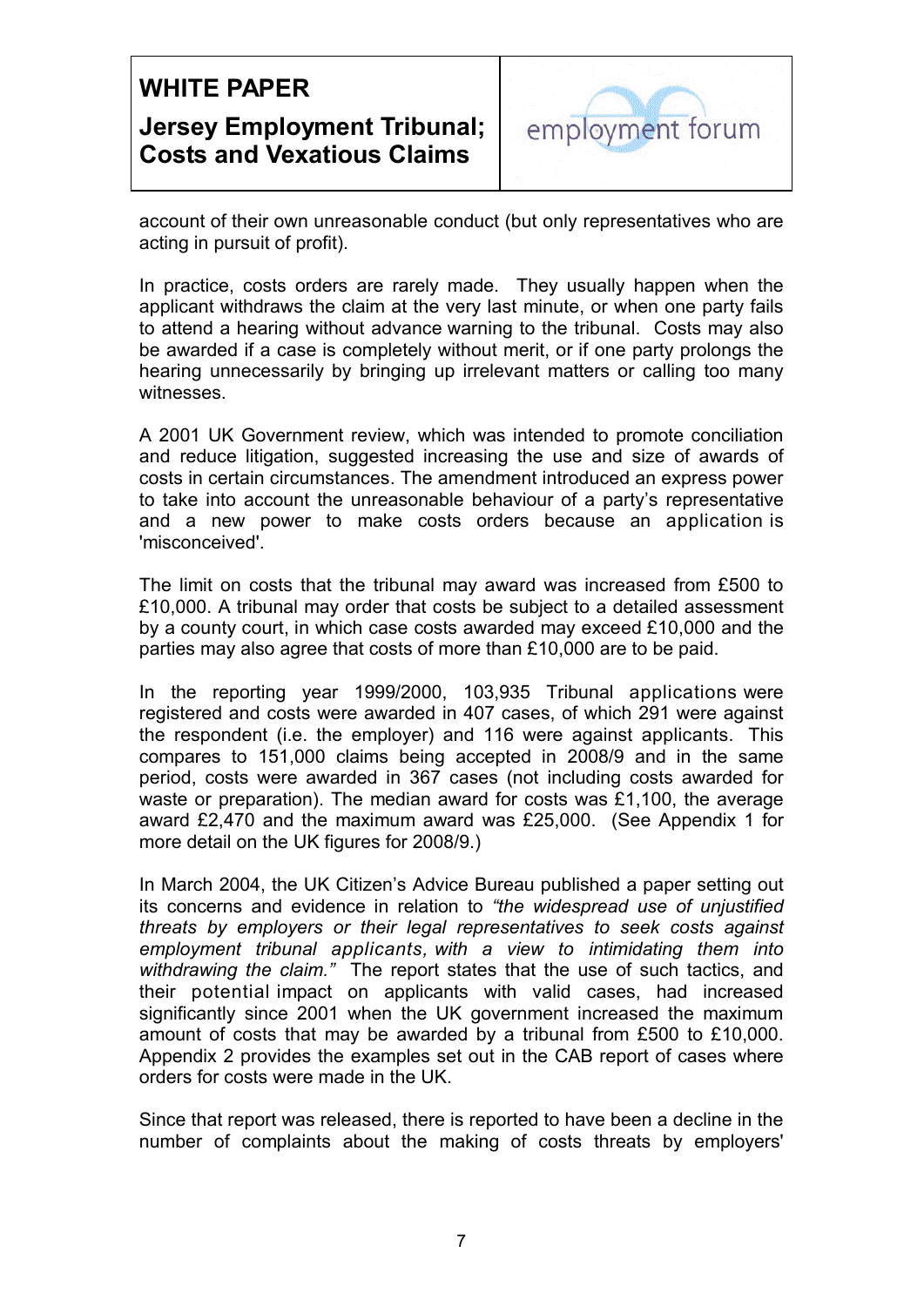account of their own unreasonable conduct (but only representatives who are acting in pursuit of profit).

In practice, costs orders are rarely made. They usually happen when the applicant withdraws the claim at the very last minute, or when one party fails to attend a hearing without advance warning to the tribunal. Costs may also be awarded if a case is completely without merit, or if one party prolongs the hearing unnecessarily by bringing up irrelevant matters or calling too many witnesses.

A 2001 UK Government review, which was intended to promote conciliation and reduce litigation, suggested increasing the use and size of awards of costs in certain circumstances. The amendment introduced an express power to take into account the unreasonable behaviour of a party's representative and a new power to make costs orders because an application is 'misconceived'.

The limit on costs that the tribunal may award was increased from £500 to £10,000. A tribunal may order that costs be subject to a detailed assessment by a county court, in which case costs awarded may exceed £10,000 and the parties may also agree that costs of more than £10,000 are to be paid.

In the reporting year 1999/2000, 103,935 Tribunal applications were registered and costs were awarded in 407 cases, of which 291 were against the respondent (i.e. the employer) and 116 were against applicants. This compares to 151,000 claims being accepted in 2008/9 and in the same period, costs were awarded in 367 cases (not including costs awarded for waste or preparation). The median award for costs was £1,100, the average award £2,470 and the maximum award was £25,000. (See Appendix 1 for more detail on the UK figures for 2008/9.)

In March 2004, the UK Citizen's Advice Bureau published a paper setting out its concerns and evidence in relation to *"the widespread use of unjustified threats by employers or their legal representatives to seek costs against employment tribunal applicants, with a view to intimidating them into withdrawing the claim."* The report states that the use of such tactics, and their potential impact on applicants with valid cases, had increased significantly since 2001 when the UK government increased the maximum amount of costs that may be awarded by a tribunal from £500 to £10,000. Appendix 2 provides the examples set out in the CAB report of cases where orders for costs were made in the UK.

Since that report was released, there is reported to have been a decline in the number of complaints about the making of costs threats by employers'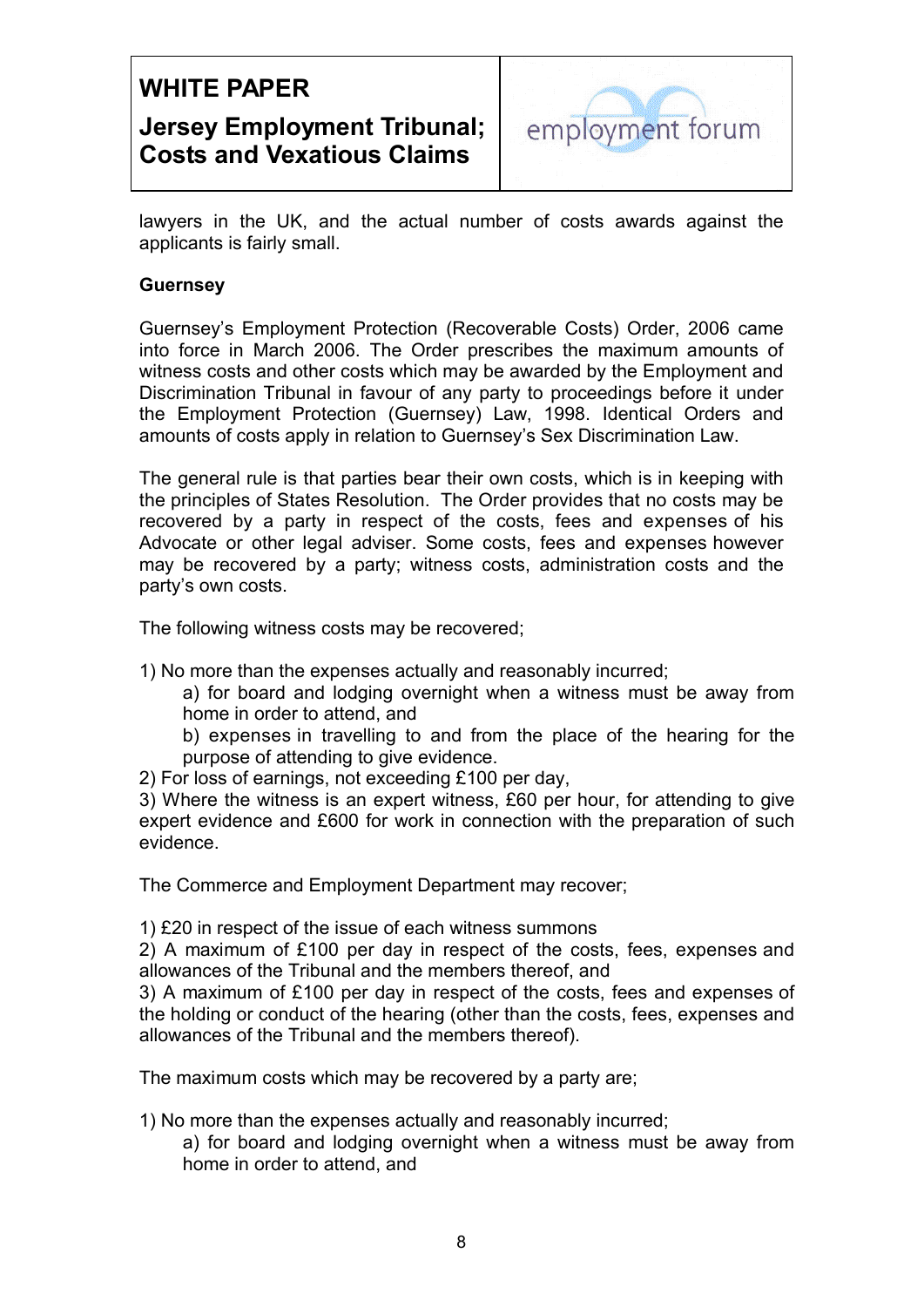lawyers in the UK, and the actual number of costs awards against the applicants is fairly small.

**Guernsey**

Guernsey's Employment Protection (Recoverable Costs) Order, 2006 came into force in March 2006. The Order prescribes the maximum amounts of witness costs and other costs which may be awarded by the Employment and Discrimination Tribunal in favour of any party to proceedings before it under the Employment Protection (Guernsey) Law, 1998. Identical Orders and amounts of costs apply in relation to Guernsey's Sex Discrimination Law.

The general rule is that parties bear their own costs, which is in keeping with the principles of States Resolution. The Order provides that no costs may be recovered by a party in respect of the costs, fees and expenses of his Advocate or other legal adviser. Some costs, fees and expenses however may be recovered by a party; witness costs, administration costs and the party's own costs.

The following witness costs may be recovered;

1) No more than the expenses actually and reasonably incurred;
   a) for board and lodging overnight when a witness must be away from home in order to attend, and
   b) expenses in travelling to and from the place of the hearing for the purpose of attending to give evidence.
2) For loss of earnings, not exceeding £100 per day,
3) Where the witness is an expert witness, £60 per hour, for attending to give expert evidence and £600 for work in connection with the preparation of such evidence.

The Commerce and Employment Department may recover;

1) £20 in respect of the issue of each witness summons
2) A maximum of £100 per day in respect of the costs, fees, expenses and allowances of the Tribunal and the members thereof, and
3) A maximum of £100 per day in respect of the costs, fees and expenses of the holding or conduct of the hearing (other than the costs, fees, expenses and allowances of the Tribunal and the members thereof).

The maximum costs which may be recovered by a party are;

1) No more than the expenses actually and reasonably incurred;
   a) for board and lodging overnight when a witness must be away from home in order to attend, and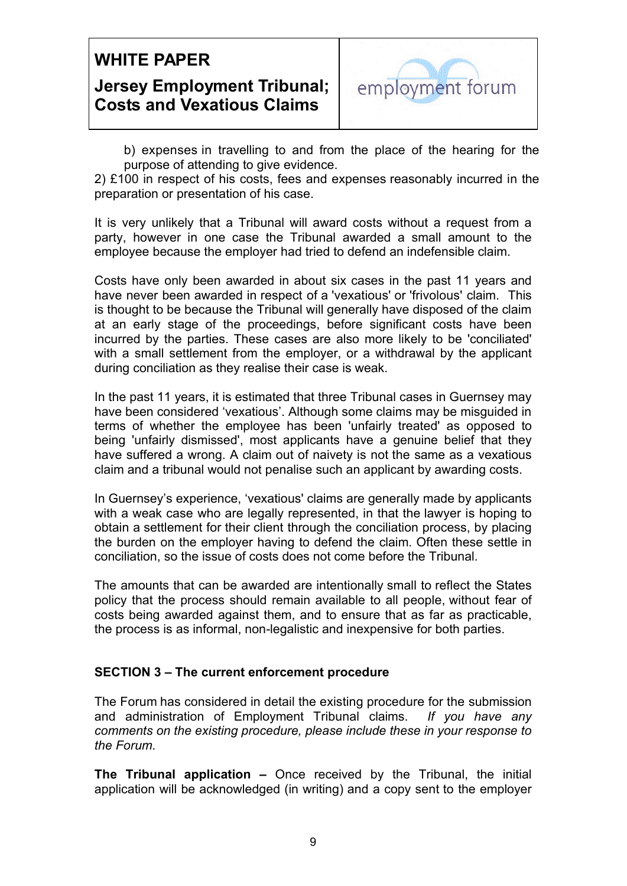b) expenses in travelling to and from the place of the hearing for the purpose of attending to give evidence.

2) £100 in respect of his costs, fees and expenses reasonably incurred in the preparation or presentation of his case.

It is very unlikely that a Tribunal will award costs without a request from a party, however in one case the Tribunal awarded a small amount to the employee because the employer had tried to defend an indefensible claim.

Costs have only been awarded in about six cases in the past 11 years and have never been awarded in respect of a 'vexatious' or 'frivolous' claim. This is thought to be because the Tribunal will generally have disposed of the claim at an early stage of the proceedings, before significant costs have been incurred by the parties. These cases are also more likely to be 'conciliated' with a small settlement from the employer, or a withdrawal by the applicant during conciliation as they realise their case is weak.

In the past 11 years, it is estimated that three Tribunal cases in Guernsey may have been considered 'vexatious'. Although some claims may be misguided in terms of whether the employee has been 'unfairly treated' as opposed to being 'unfairly dismissed', most applicants have a genuine belief that they have suffered a wrong. A claim out of naivety is not the same as a vexatious claim and a tribunal would not penalise such an applicant by awarding costs.

In Guernsey's experience, 'vexatious' claims are generally made by applicants with a weak case who are legally represented, in that the lawyer is hoping to obtain a settlement for their client through the conciliation process, by placing the burden on the employer having to defend the claim. Often these settle in conciliation, so the issue of costs does not come before the Tribunal.

The amounts that can be awarded are intentionally small to reflect the States policy that the process should remain available to all people, without fear of costs being awarded against them, and to ensure that as far as practicable, the process is as informal, non-legalistic and inexpensive for both parties.

**SECTION 3 – The current enforcement procedure**

The Forum has considered in detail the existing procedure for the submission and administration of Employment Tribunal claims. *If you have any comments on the existing procedure, please include these in your response to the Forum.*

**The Tribunal application –** Once received by the Tribunal, the initial application will be acknowledged (in writing) and a copy sent to the employer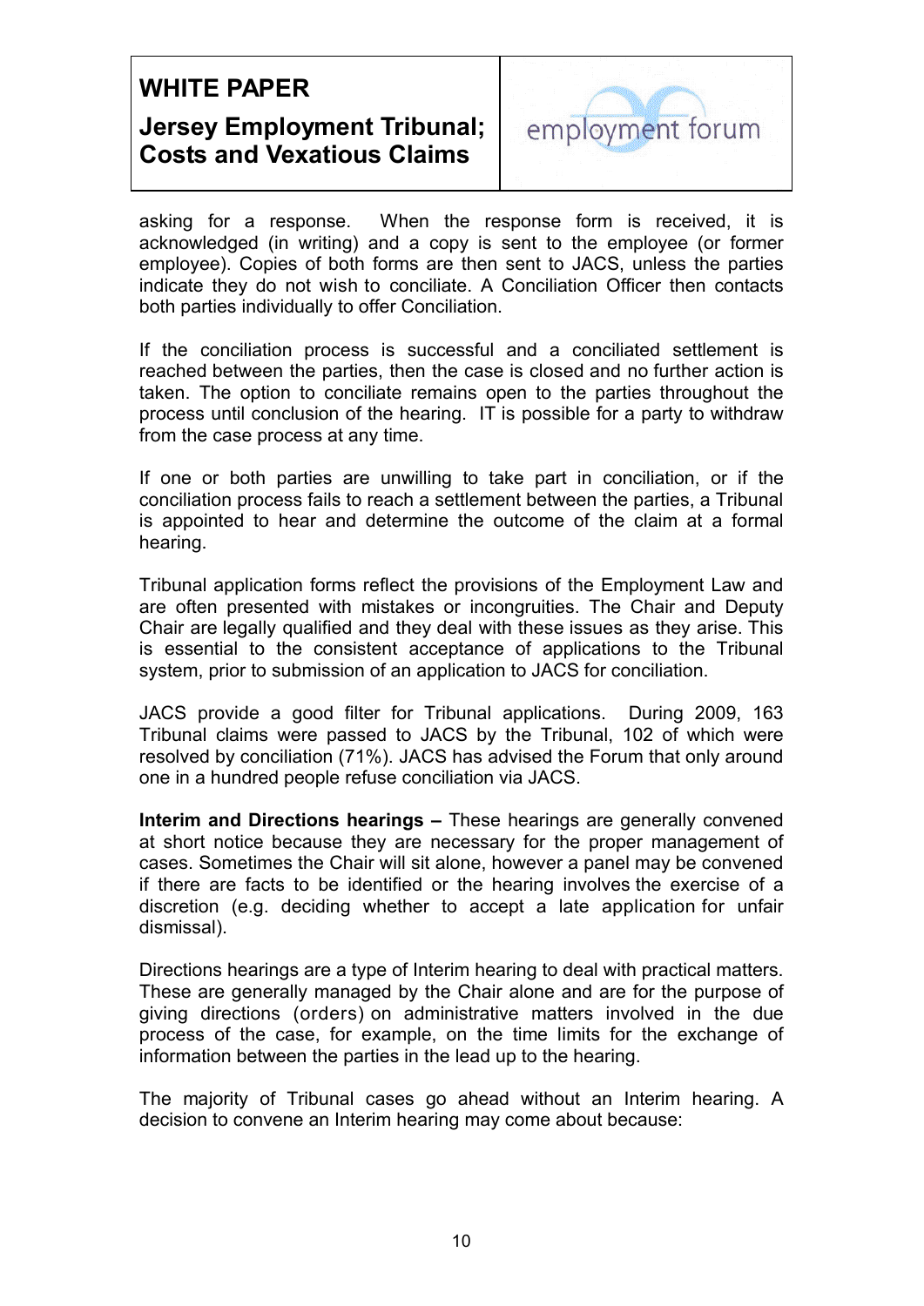asking for a response. When the response form is received, it is acknowledged (in writing) and a copy is sent to the employee (or former employee). Copies of both forms are then sent to JACS, unless the parties indicate they do not wish to conciliate. A Conciliation Officer then contacts both parties individually to offer Conciliation.

If the conciliation process is successful and a conciliated settlement is reached between the parties, then the case is closed and no further action is taken. The option to conciliate remains open to the parties throughout the process until conclusion of the hearing. IT is possible for a party to withdraw from the case process at any time.

If one or both parties are unwilling to take part in conciliation, or if the conciliation process fails to reach a settlement between the parties, a Tribunal is appointed to hear and determine the outcome of the claim at a formal hearing.

Tribunal application forms reflect the provisions of the Employment Law and are often presented with mistakes or incongruities. The Chair and Deputy Chair are legally qualified and they deal with these issues as they arise. This is essential to the consistent acceptance of applications to the Tribunal system, prior to submission of an application to JACS for conciliation.

JACS provide a good filter for Tribunal applications. During 2009, 163 Tribunal claims were passed to JACS by the Tribunal, 102 of which were resolved by conciliation (71%). JACS has advised the Forum that only around one in a hundred people refuse conciliation via JACS.

**Interim and Directions hearings –** These hearings are generally convened at short notice because they are necessary for the proper management of cases. Sometimes the Chair will sit alone, however a panel may be convened if there are facts to be identified or the hearing involves the exercise of a discretion (e.g. deciding whether to accept a late application for unfair dismissal).

Directions hearings are a type of Interim hearing to deal with practical matters. These are generally managed by the Chair alone and are for the purpose of giving directions (orders) on administrative matters involved in the due process of the case, for example, on the time limits for the exchange of information between the parties in the lead up to the hearing.

The majority of Tribunal cases go ahead without an Interim hearing. A decision to convene an Interim hearing may come about because: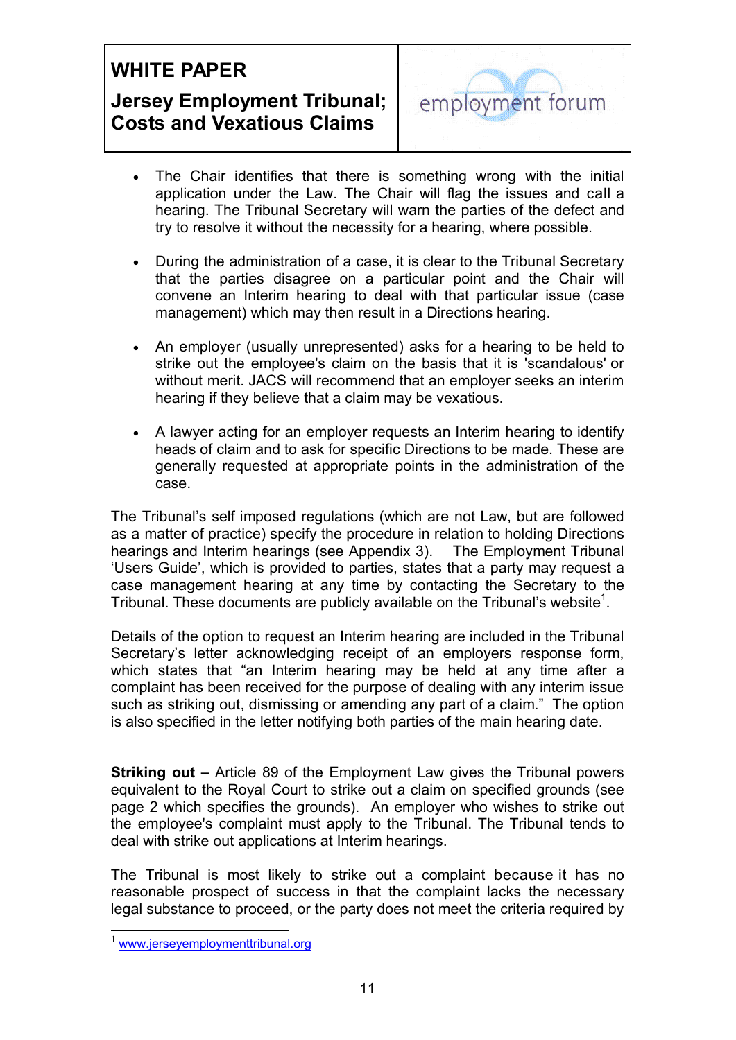- The Chair identifies that there is something wrong with the initial application under the Law. The Chair will flag the issues and call a hearing. The Tribunal Secretary will warn the parties of the defect and try to resolve it without the necessity for a hearing, where possible.

- During the administration of a case, it is clear to the Tribunal Secretary that the parties disagree on a particular point and the Chair will convene an Interim hearing to deal with that particular issue (case management) which may then result in a Directions hearing.

- An employer (usually unrepresented) asks for a hearing to be held to strike out the employee's claim on the basis that it is 'scandalous' or without merit. JACS will recommend that an employer seeks an interim hearing if they believe that a claim may be vexatious.

- A lawyer acting for an employer requests an Interim hearing to identify heads of claim and to ask for specific Directions to be made. These are generally requested at appropriate points in the administration of the case.

The Tribunal's self imposed regulations (which are not Law, but are followed as a matter of practice) specify the procedure in relation to holding Directions hearings and Interim hearings (see Appendix 3). The Employment Tribunal 'Users Guide', which is provided to parties, states that a party may request a case management hearing at any time by contacting the Secretary to the Tribunal. These documents are publicly available on the Tribunal's website[1].

Details of the option to request an Interim hearing are included in the Tribunal Secretary's letter acknowledging receipt of an employers response form, which states that "an Interim hearing may be held at any time after a complaint has been received for the purpose of dealing with any interim issue such as striking out, dismissing or amending any part of a claim." The option is also specified in the letter notifying both parties of the main hearing date.

**Striking out –** Article 89 of the Employment Law gives the Tribunal powers equivalent to the Royal Court to strike out a claim on specified grounds (see page 2 which specifies the grounds). An employer who wishes to strike out the employee's complaint must apply to the Tribunal. The Tribunal tends to deal with strike out applications at Interim hearings.

The Tribunal is most likely to strike out a complaint because it has no reasonable prospect of success in that the complaint lacks the necessary legal substance to proceed, or the party does not meet the criteria required by

---

[1] www.jerseyemploymenttribunal.org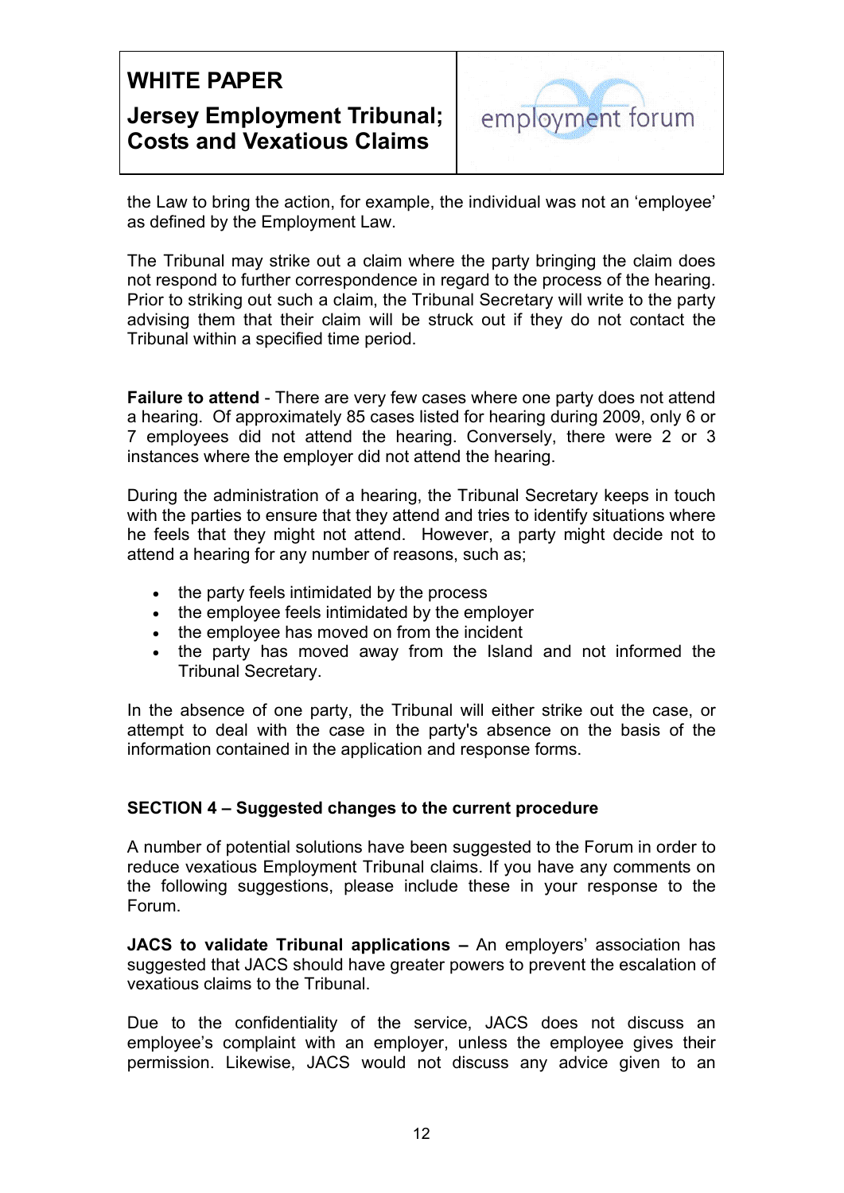the Law to bring the action, for example, the individual was not an 'employee' as defined by the Employment Law.

The Tribunal may strike out a claim where the party bringing the claim does not respond to further correspondence in regard to the process of the hearing. Prior to striking out such a claim, the Tribunal Secretary will write to the party advising them that their claim will be struck out if they do not contact the Tribunal within a specified time period.

**Failure to attend** - There are very few cases where one party does not attend a hearing. Of approximately 85 cases listed for hearing during 2009, only 6 or 7 employees did not attend the hearing. Conversely, there were 2 or 3 instances where the employer did not attend the hearing.

During the administration of a hearing, the Tribunal Secretary keeps in touch with the parties to ensure that they attend and tries to identify situations where he feels that they might not attend. However, a party might decide not to attend a hearing for any number of reasons, such as;

- the party feels intimidated by the process
- the employee feels intimidated by the employer
- the employee has moved on from the incident
- the party has moved away from the Island and not informed the Tribunal Secretary.

In the absence of one party, the Tribunal will either strike out the case, or attempt to deal with the case in the party's absence on the basis of the information contained in the application and response forms.

## SECTION 4 – Suggested changes to the current procedure

A number of potential solutions have been suggested to the Forum in order to reduce vexatious Employment Tribunal claims. If you have any comments on the following suggestions, please include these in your response to the Forum.

**JACS to validate Tribunal applications –** An employers' association has suggested that JACS should have greater powers to prevent the escalation of vexatious claims to the Tribunal.

Due to the confidentiality of the service, JACS does not discuss an employee's complaint with an employer, unless the employee gives their permission. Likewise, JACS would not discuss any advice given to an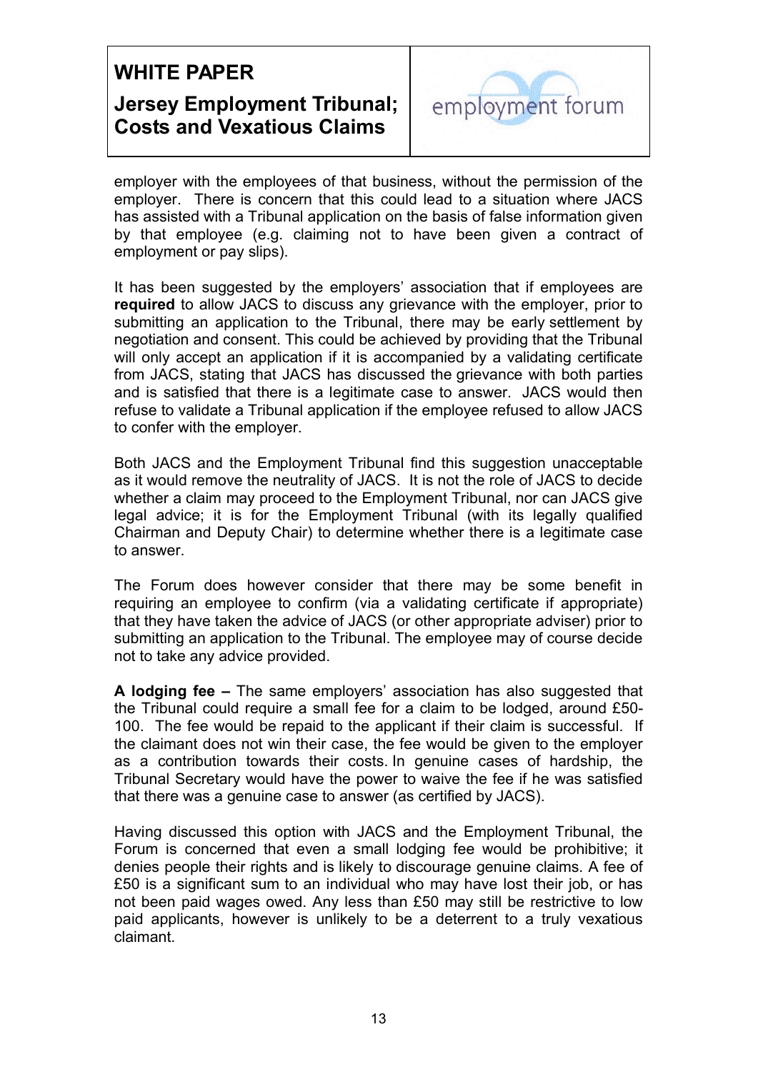employer with the employees of that business, without the permission of the employer. There is concern that this could lead to a situation where JACS has assisted with a Tribunal application on the basis of false information given by that employee (e.g. claiming not to have been given a contract of employment or pay slips).

It has been suggested by the employers' association that if employees are **required** to allow JACS to discuss any grievance with the employer, prior to submitting an application to the Tribunal, there may be early settlement by negotiation and consent. This could be achieved by providing that the Tribunal will only accept an application if it is accompanied by a validating certificate from JACS, stating that JACS has discussed the grievance with both parties and is satisfied that there is a legitimate case to answer. JACS would then refuse to validate a Tribunal application if the employee refused to allow JACS to confer with the employer.

Both JACS and the Employment Tribunal find this suggestion unacceptable as it would remove the neutrality of JACS. It is not the role of JACS to decide whether a claim may proceed to the Employment Tribunal, nor can JACS give legal advice; it is for the Employment Tribunal (with its legally qualified Chairman and Deputy Chair) to determine whether there is a legitimate case to answer.

The Forum does however consider that there may be some benefit in requiring an employee to confirm (via a validating certificate if appropriate) that they have taken the advice of JACS (or other appropriate adviser) prior to submitting an application to the Tribunal. The employee may of course decide not to take any advice provided.

**A lodging fee –** The same employers' association has also suggested that the Tribunal could require a small fee for a claim to be lodged, around £50-100. The fee would be repaid to the applicant if their claim is successful. If the claimant does not win their case, the fee would be given to the employer as a contribution towards their costs. In genuine cases of hardship, the Tribunal Secretary would have the power to waive the fee if he was satisfied that there was a genuine case to answer (as certified by JACS).

Having discussed this option with JACS and the Employment Tribunal, the Forum is concerned that even a small lodging fee would be prohibitive; it denies people their rights and is likely to discourage genuine claims. A fee of £50 is a significant sum to an individual who may have lost their job, or has not been paid wages owed. Any less than £50 may still be restrictive to low paid applicants, however is unlikely to be a deterrent to a truly vexatious claimant.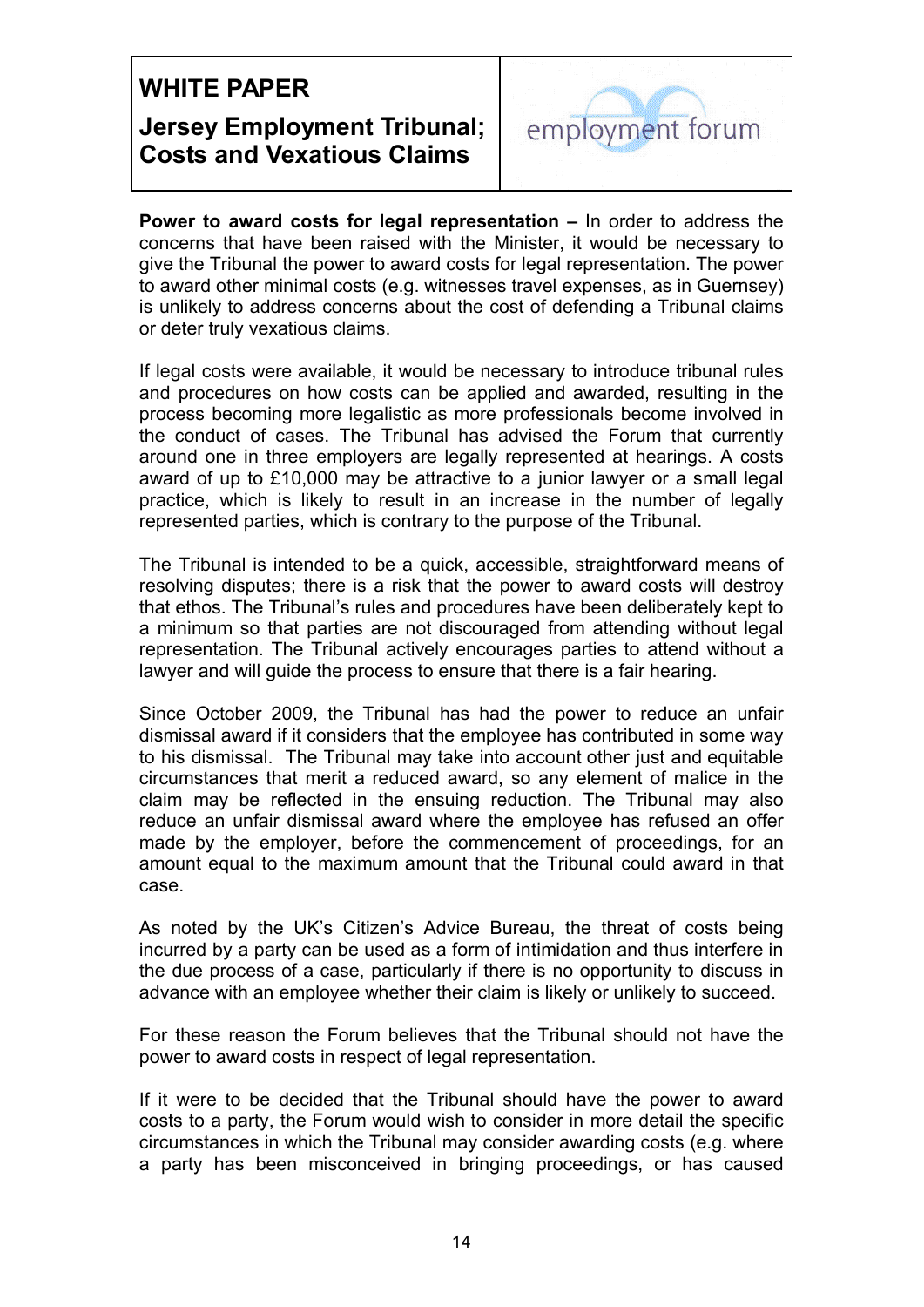**Power to award costs for legal representation –** In order to address the concerns that have been raised with the Minister, it would be necessary to give the Tribunal the power to award costs for legal representation. The power to award other minimal costs (e.g. witnesses travel expenses, as in Guernsey) is unlikely to address concerns about the cost of defending a Tribunal claims or deter truly vexatious claims.

If legal costs were available, it would be necessary to introduce tribunal rules and procedures on how costs can be applied and awarded, resulting in the process becoming more legalistic as more professionals become involved in the conduct of cases. The Tribunal has advised the Forum that currently around one in three employers are legally represented at hearings. A costs award of up to £10,000 may be attractive to a junior lawyer or a small legal practice, which is likely to result in an increase in the number of legally represented parties, which is contrary to the purpose of the Tribunal.

The Tribunal is intended to be a quick, accessible, straightforward means of resolving disputes; there is a risk that the power to award costs will destroy that ethos. The Tribunal's rules and procedures have been deliberately kept to a minimum so that parties are not discouraged from attending without legal representation. The Tribunal actively encourages parties to attend without a lawyer and will guide the process to ensure that there is a fair hearing.

Since October 2009, the Tribunal has had the power to reduce an unfair dismissal award if it considers that the employee has contributed in some way to his dismissal. The Tribunal may take into account other just and equitable circumstances that merit a reduced award, so any element of malice in the claim may be reflected in the ensuing reduction. The Tribunal may also reduce an unfair dismissal award where the employee has refused an offer made by the employer, before the commencement of proceedings, for an amount equal to the maximum amount that the Tribunal could award in that case.

As noted by the UK's Citizen's Advice Bureau, the threat of costs being incurred by a party can be used as a form of intimidation and thus interfere in the due process of a case, particularly if there is no opportunity to discuss in advance with an employee whether their claim is likely or unlikely to succeed.

For these reason the Forum believes that the Tribunal should not have the power to award costs in respect of legal representation.

If it were to be decided that the Tribunal should have the power to award costs to a party, the Forum would wish to consider in more detail the specific circumstances in which the Tribunal may consider awarding costs (e.g. where a party has been misconceived in bringing proceedings, or has caused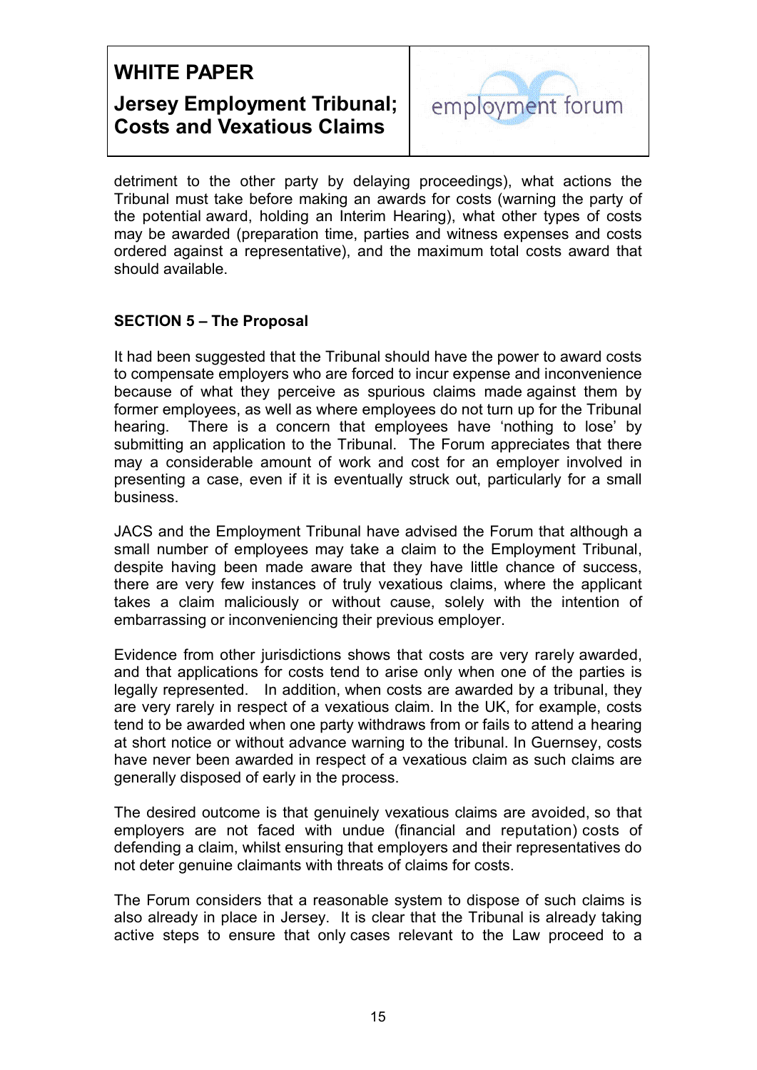detriment to the other party by delaying proceedings), what actions the Tribunal must take before making an awards for costs (warning the party of the potential award, holding an Interim Hearing), what other types of costs may be awarded (preparation time, parties and witness expenses and costs ordered against a representative), and the maximum total costs award that should available.

**SECTION 5 – The Proposal**

It had been suggested that the Tribunal should have the power to award costs to compensate employers who are forced to incur expense and inconvenience because of what they perceive as spurious claims made against them by former employees, as well as where employees do not turn up for the Tribunal hearing. There is a concern that employees have 'nothing to lose' by submitting an application to the Tribunal. The Forum appreciates that there may a considerable amount of work and cost for an employer involved in presenting a case, even if it is eventually struck out, particularly for a small business.

JACS and the Employment Tribunal have advised the Forum that although a small number of employees may take a claim to the Employment Tribunal, despite having been made aware that they have little chance of success, there are very few instances of truly vexatious claims, where the applicant takes a claim maliciously or without cause, solely with the intention of embarrassing or inconveniencing their previous employer.

Evidence from other jurisdictions shows that costs are very rarely awarded, and that applications for costs tend to arise only when one of the parties is legally represented. In addition, when costs are awarded by a tribunal, they are very rarely in respect of a vexatious claim. In the UK, for example, costs tend to be awarded when one party withdraws from or fails to attend a hearing at short notice or without advance warning to the tribunal. In Guernsey, costs have never been awarded in respect of a vexatious claim as such claims are generally disposed of early in the process.

The desired outcome is that genuinely vexatious claims are avoided, so that employers are not faced with undue (financial and reputation) costs of defending a claim, whilst ensuring that employers and their representatives do not deter genuine claimants with threats of claims for costs.

The Forum considers that a reasonable system to dispose of such claims is also already in place in Jersey. It is clear that the Tribunal is already taking active steps to ensure that only cases relevant to the Law proceed to a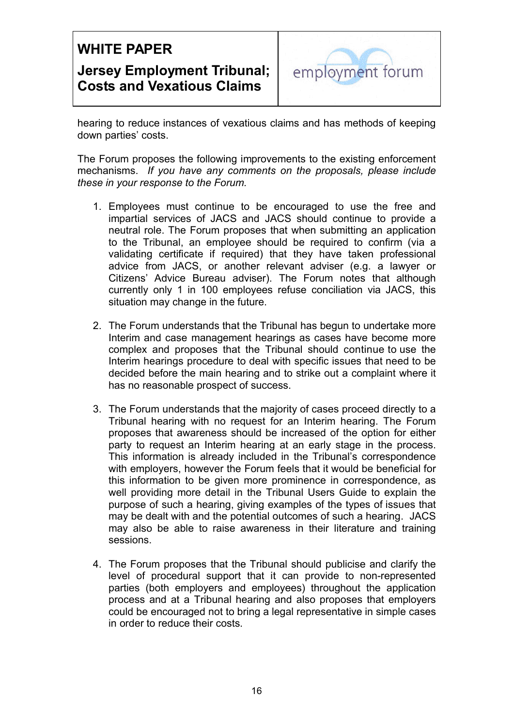hearing to reduce instances of vexatious claims and has methods of keeping down parties' costs.

The Forum proposes the following improvements to the existing enforcement mechanisms. *If you have any comments on the proposals, please include these in your response to the Forum.*

1. Employees must continue to be encouraged to use the free and impartial services of JACS and JACS should continue to provide a neutral role. The Forum proposes that when submitting an application to the Tribunal, an employee should be required to confirm (via a validating certificate if required) that they have taken professional advice from JACS, or another relevant adviser (e.g. a lawyer or Citizens' Advice Bureau adviser). The Forum notes that although currently only 1 in 100 employees refuse conciliation via JACS, this situation may change in the future.

2. The Forum understands that the Tribunal has begun to undertake more Interim and case management hearings as cases have become more complex and proposes that the Tribunal should continue to use the Interim hearings procedure to deal with specific issues that need to be decided before the main hearing and to strike out a complaint where it has no reasonable prospect of success.

3. The Forum understands that the majority of cases proceed directly to a Tribunal hearing with no request for an Interim hearing. The Forum proposes that awareness should be increased of the option for either party to request an Interim hearing at an early stage in the process. This information is already included in the Tribunal's correspondence with employers, however the Forum feels that it would be beneficial for this information to be given more prominence in correspondence, as well providing more detail in the Tribunal Users Guide to explain the purpose of such a hearing, giving examples of the types of issues that may be dealt with and the potential outcomes of such a hearing. JACS may also be able to raise awareness in their literature and training sessions.

4. The Forum proposes that the Tribunal should publicise and clarify the level of procedural support that it can provide to non-represented parties (both employers and employees) throughout the application process and at a Tribunal hearing and also proposes that employers could be encouraged not to bring a legal representative in simple cases in order to reduce their costs.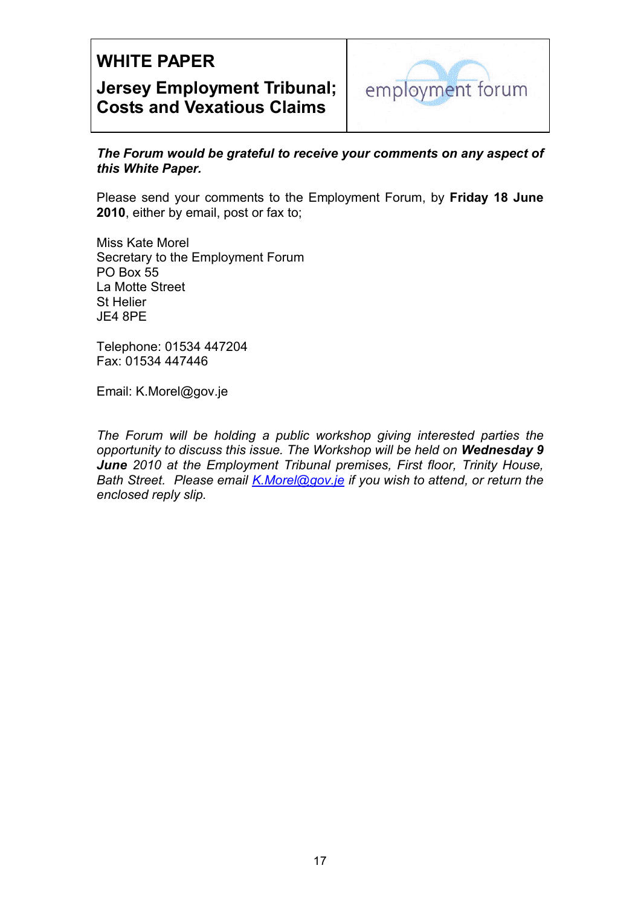# WHITE PAPER

## Jersey Employment Tribunal; Costs and Vexatious Claims

employment forum

***The Forum would be grateful to receive your comments on any aspect of this White Paper.***

Please send your comments to the Employment Forum, by **Friday 18 June 2010**, either by email, post or fax to;

Miss Kate Morel  
Secretary to the Employment Forum  
PO Box 55  
La Motte Street  
St Helier  
JE4 8PE

Telephone: 01534 447204  
Fax: 01534 447446

Email: K.Morel@gov.je

*The Forum will be holding a public workshop giving interested parties the opportunity to discuss this issue. The Workshop will be held on* ***Wednesday 9 June*** *2010 at the Employment Tribunal premises, First floor, Trinity House, Bath Street. Please email [K.Morel@gov.je](mailto:K.Morel@gov.je) if you wish to attend, or return the enclosed reply slip.*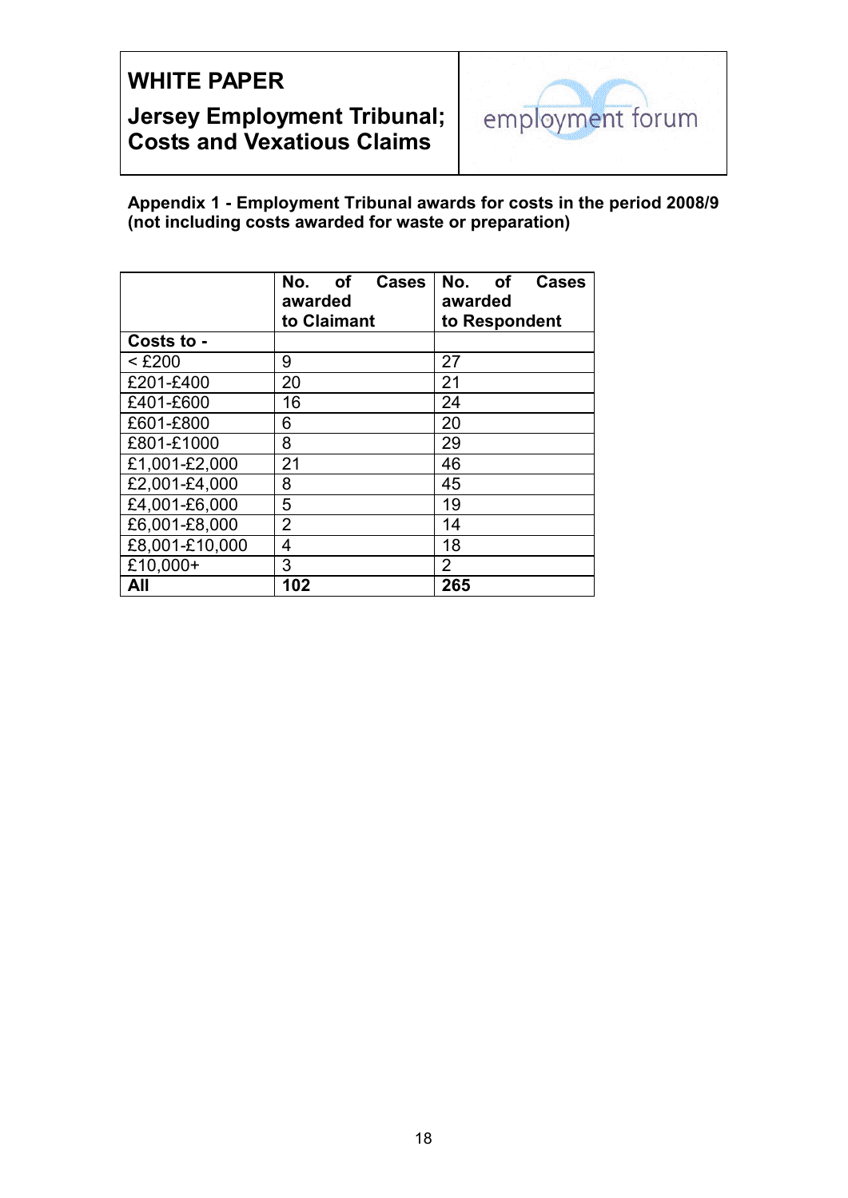# WHITE PAPER

## Jersey Employment Tribunal; Costs and Vexatious Claims

**Appendix 1 - Employment Tribunal awards for costs in the period 2008/9 (not including costs awarded for waste or preparation)**

| | **No. of Cases awarded to Claimant** | **No. of Cases awarded to Respondent** |
|---|---|---|
| **Costs to -** | | |
| < £200 | 9 | 27 |
| £201-£400 | 20 | 21 |
| £401-£600 | 16 | 24 |
| £601-£800 | 6 | 20 |
| £801-£1000 | 8 | 29 |
| £1,001-£2,000 | 21 | 46 |
| £2,001-£4,000 | 8 | 45 |
| £4,001-£6,000 | 5 | 19 |
| £6,001-£8,000 | 2 | 14 |
| £8,001-£10,000 | 4 | 18 |
| £10,000+ | 3 | 2 |
| **All** | **102** | **265** |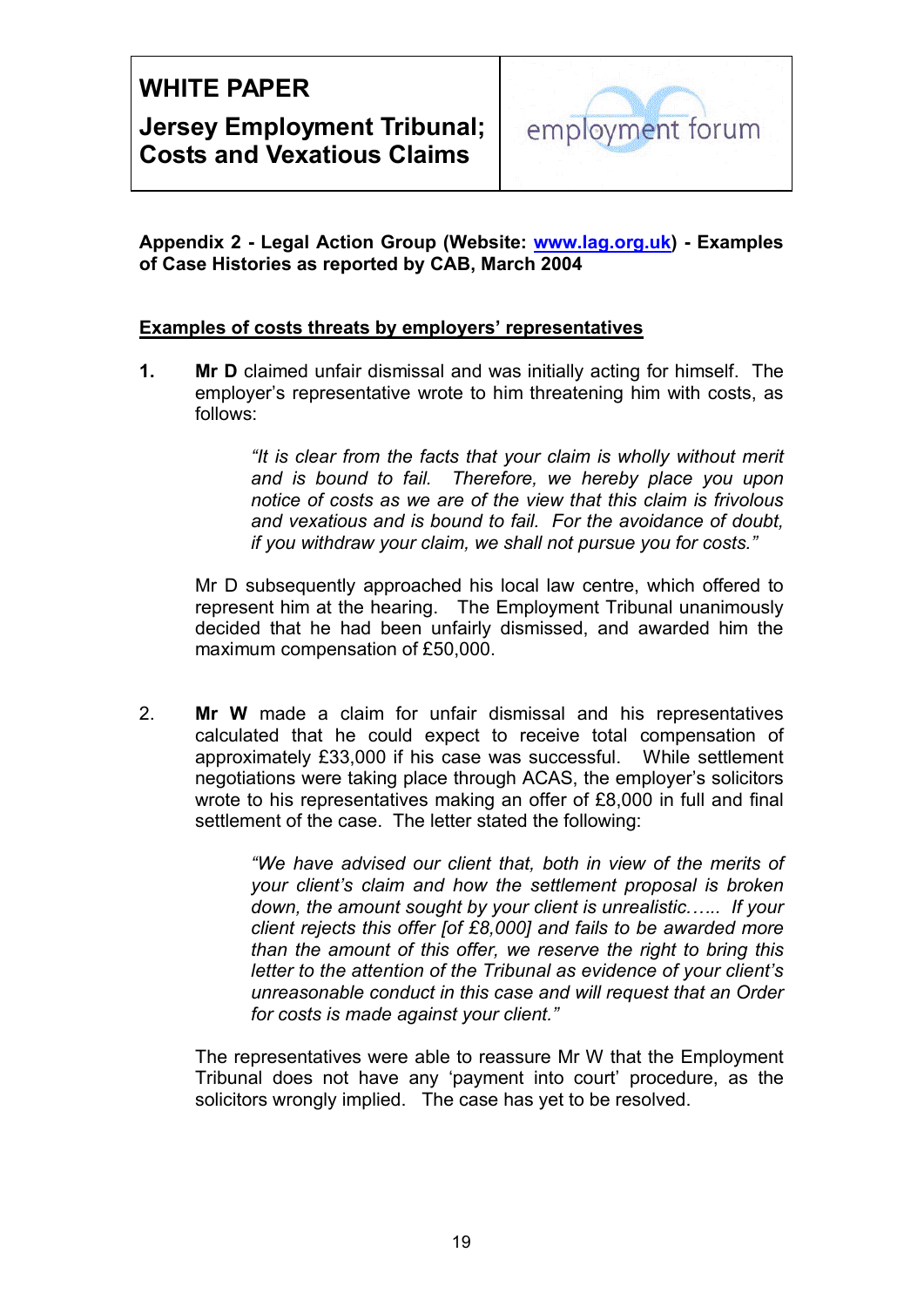**Appendix 2 - Legal Action Group (Website: www.lag.org.uk) - Examples of Case Histories as reported by CAB, March 2004**

**Examples of costs threats by employers' representatives**

1. **Mr D** claimed unfair dismissal and was initially acting for himself. The employer's representative wrote to him threatening him with costs, as follows:

   > *"It is clear from the facts that your claim is wholly without merit and is bound to fail. Therefore, we hereby place you upon notice of costs as we are of the view that this claim is frivolous and vexatious and is bound to fail. For the avoidance of doubt, if you withdraw your claim, we shall not pursue you for costs."*

   Mr D subsequently approached his local law centre, which offered to represent him at the hearing. The Employment Tribunal unanimously decided that he had been unfairly dismissed, and awarded him the maximum compensation of £50,000.

2. **Mr W** made a claim for unfair dismissal and his representatives calculated that he could expect to receive total compensation of approximately £33,000 if his case was successful. While settlement negotiations were taking place through ACAS, the employer's solicitors wrote to his representatives making an offer of £8,000 in full and final settlement of the case. The letter stated the following:

   > *"We have advised our client that, both in view of the merits of your client's claim and how the settlement proposal is broken down, the amount sought by your client is unrealistic…... If your client rejects this offer [of £8,000] and fails to be awarded more than the amount of this offer, we reserve the right to bring this letter to the attention of the Tribunal as evidence of your client's unreasonable conduct in this case and will request that an Order for costs is made against your client."*

   The representatives were able to reassure Mr W that the Employment Tribunal does not have any 'payment into court' procedure, as the solicitors wrongly implied. The case has yet to be resolved.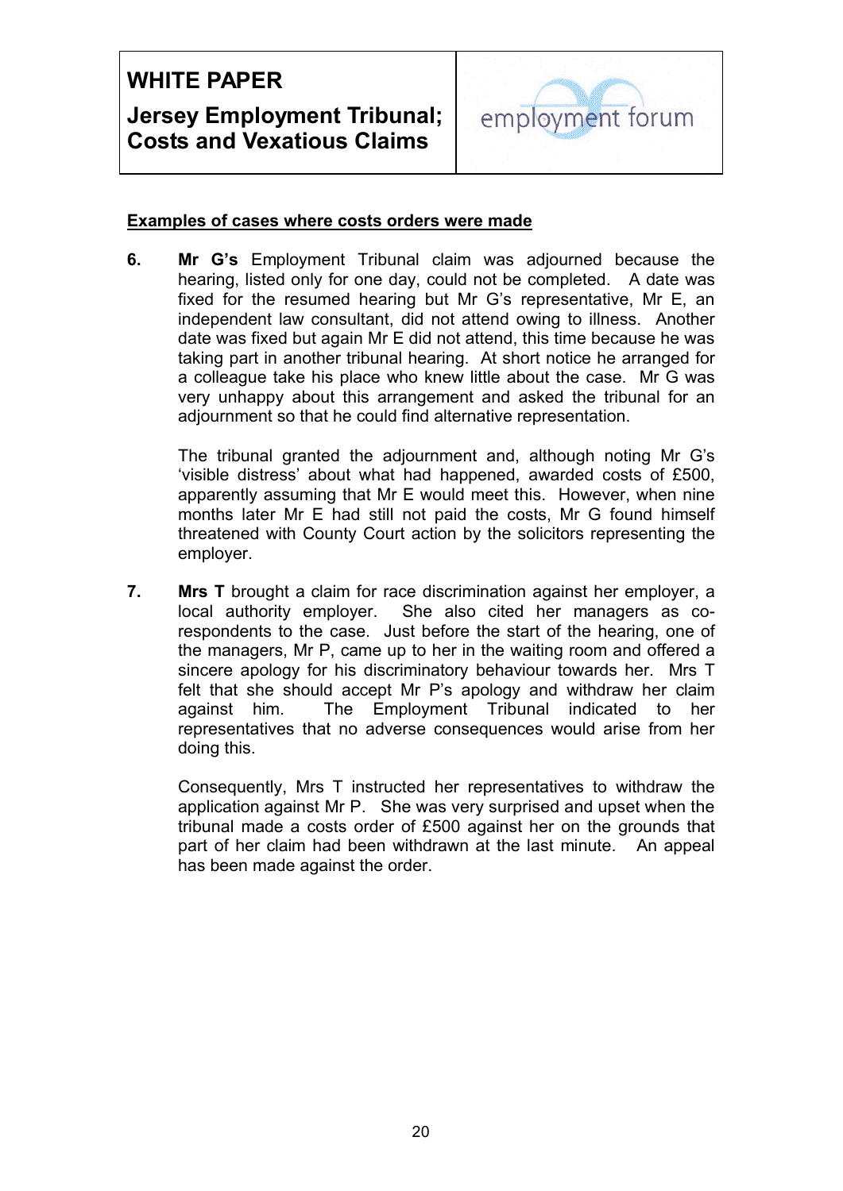# WHITE PAPER

## Jersey Employment Tribunal; Costs and Vexatious Claims

employment forum

**Examples of cases where costs orders were made**

**6.** **Mr G's** Employment Tribunal claim was adjourned because the hearing, listed only for one day, could not be completed. A date was fixed for the resumed hearing but Mr G's representative, Mr E, an independent law consultant, did not attend owing to illness. Another date was fixed but again Mr E did not attend, this time because he was taking part in another tribunal hearing. At short notice he arranged for a colleague take his place who knew little about the case. Mr G was very unhappy about this arrangement and asked the tribunal for an adjournment so that he could find alternative representation.

The tribunal granted the adjournment and, although noting Mr G's 'visible distress' about what had happened, awarded costs of £500, apparently assuming that Mr E would meet this. However, when nine months later Mr E had still not paid the costs, Mr G found himself threatened with County Court action by the solicitors representing the employer.

**7.** **Mrs T** brought a claim for race discrimination against her employer, a local authority employer. She also cited her managers as co-respondents to the case. Just before the start of the hearing, one of the managers, Mr P, came up to her in the waiting room and offered a sincere apology for his discriminatory behaviour towards her. Mrs T felt that she should accept Mr P's apology and withdraw her claim against him. The Employment Tribunal indicated to her representatives that no adverse consequences would arise from her doing this.

Consequently, Mrs T instructed her representatives to withdraw the application against Mr P. She was very surprised and upset when the tribunal made a costs order of £500 against her on the grounds that part of her claim had been withdrawn at the last minute. An appeal has been made against the order.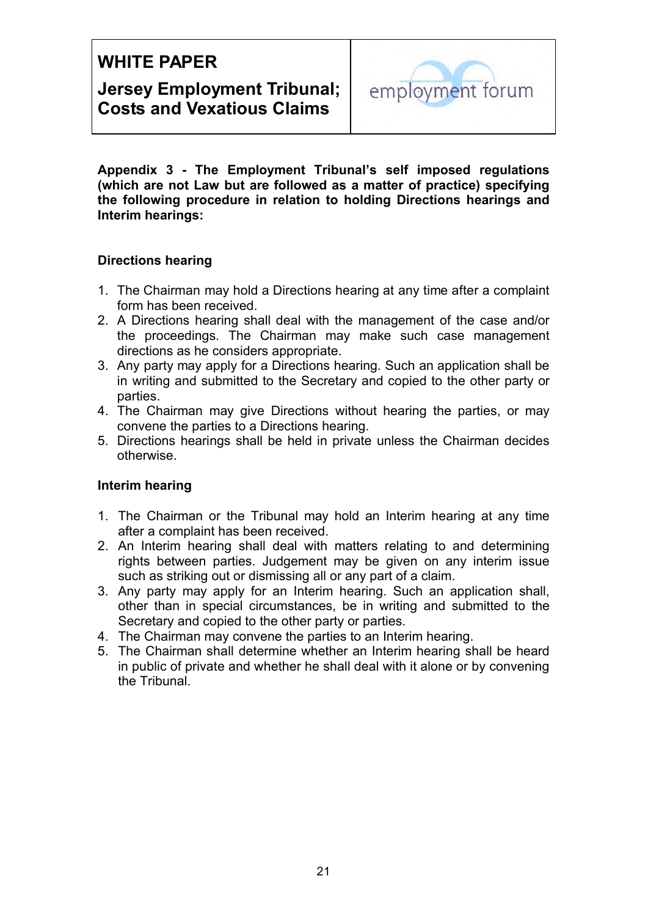**Appendix 3 - The Employment Tribunal's self imposed regulations (which are not Law but are followed as a matter of practice) specifying the following procedure in relation to holding Directions hearings and Interim hearings:**

### Directions hearing

1. The Chairman may hold a Directions hearing at any time after a complaint form has been received.
2. A Directions hearing shall deal with the management of the case and/or the proceedings. The Chairman may make such case management directions as he considers appropriate.
3. Any party may apply for a Directions hearing. Such an application shall be in writing and submitted to the Secretary and copied to the other party or parties.
4. The Chairman may give Directions without hearing the parties, or may convene the parties to a Directions hearing.
5. Directions hearings shall be held in private unless the Chairman decides otherwise.

### Interim hearing

1. The Chairman or the Tribunal may hold an Interim hearing at any time after a complaint has been received.
2. An Interim hearing shall deal with matters relating to and determining rights between parties. Judgement may be given on any interim issue such as striking out or dismissing all or any part of a claim.
3. Any party may apply for an Interim hearing. Such an application shall, other than in special circumstances, be in writing and submitted to the Secretary and copied to the other party or parties.
4. The Chairman may convene the parties to an Interim hearing.
5. The Chairman shall determine whether an Interim hearing shall be heard in public of private and whether he shall deal with it alone or by convening the Tribunal.